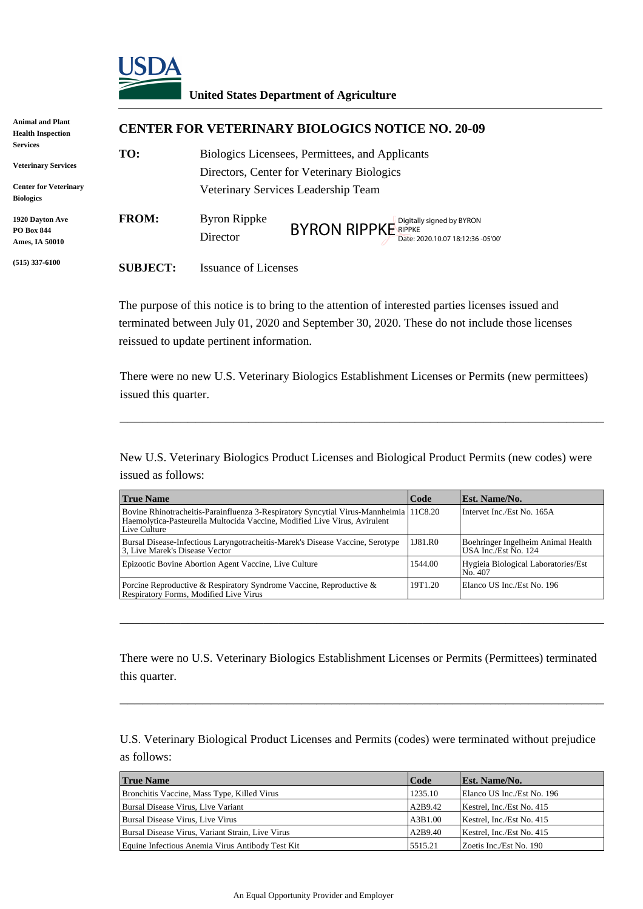**United States Department of Agriculture**

**Animal and Plant Health Inspection Services**

**Veterinary Services**

**Center for Veterinary Biologics**

**1920 Dayton Ave**
**PO Box 844**
**Ames, IA 50010**

**(515) 337-6100**

## CENTER FOR VETERINARY BIOLOGICS NOTICE NO. 20-09

**TO:** Biologics Licensees, Permittees, and Applicants
Directors, Center for Veterinary Biologics
Veterinary Services Leadership Team

**FROM:** Byron Rippke
Director

BYRON RIPPKE Digitally signed by BYRON RIPPKE Date: 2020.10.07 18:12:36 -05'00'

**SUBJECT:** Issuance of Licenses

The purpose of this notice is to bring to the attention of interested parties licenses issued and terminated between July 01, 2020 and September 30, 2020. These do not include those licenses reissued to update pertinent information.

There were no new U.S. Veterinary Biologics Establishment Licenses or Permits (new permittees) issued this quarter.

---

New U.S. Veterinary Biologics Product Licenses and Biological Product Permits (new codes) were issued as follows:

| True Name | Code | Est. Name/No. |
| --- | --- | --- |
| Bovine Rhinotracheitis-Parainfluenza 3-Respiratory Syncytial Virus-Mannheimia Haemolytica-Pasteurella Multocida Vaccine, Modified Live Virus, Avirulent Live Culture | 11C8.20 | Intervet Inc./Est No. 165A |
| Bursal Disease-Infectious Laryngotracheitis-Marek's Disease Vaccine, Serotype 3, Live Marek's Disease Vector | 1J81.R0 | Boehringer Ingelheim Animal Health USA Inc./Est No. 124 |
| Epizootic Bovine Abortion Agent Vaccine, Live Culture | 1544.00 | Hygieia Biological Laboratories/Est No. 407 |
| Porcine Reproductive & Respiratory Syndrome Vaccine, Reproductive & Respiratory Forms, Modified Live Virus | 19T1.20 | Elanco US Inc./Est No. 196 |

---

There were no U.S. Veterinary Biologics Establishment Licenses or Permits (Permittees) terminated this quarter.

---

U.S. Veterinary Biological Product Licenses and Permits (codes) were terminated without prejudice as follows:

| True Name | Code | Est. Name/No. |
| --- | --- | --- |
| Bronchitis Vaccine, Mass Type, Killed Virus | 1235.10 | Elanco US Inc./Est No. 196 |
| Bursal Disease Virus, Live Variant | A2B9.42 | Kestrel, Inc./Est No. 415 |
| Bursal Disease Virus, Live Virus | A3B1.00 | Kestrel, Inc./Est No. 415 |
| Bursal Disease Virus, Variant Strain, Live Virus | A2B9.40 | Kestrel, Inc./Est No. 415 |
| Equine Infectious Anemia Virus Antibody Test Kit | 5515.21 | Zoetis Inc./Est No. 190 |

An Equal Opportunity Provider and Employer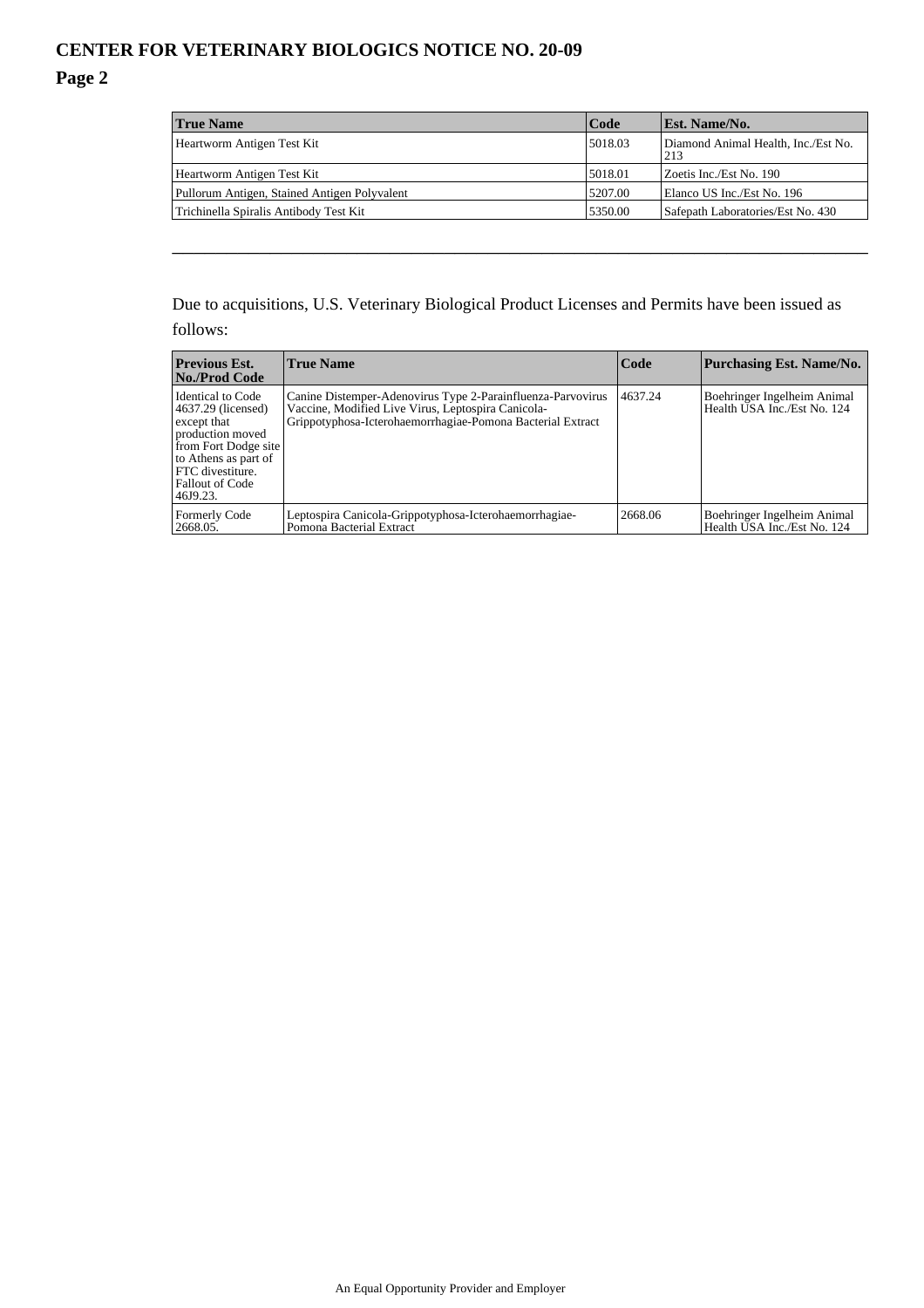| True Name | Code | Est. Name/No. |
|---|---|---|
| Heartworm Antigen Test Kit | 5018.03 | Diamond Animal Health, Inc./Est No. 213 |
| Heartworm Antigen Test Kit | 5018.01 | Zoetis Inc./Est No. 190 |
| Pullorum Antigen, Stained Antigen Polyvalent | 5207.00 | Elanco US Inc./Est No. 196 |
| Trichinella Spiralis Antibody Test Kit | 5350.00 | Safepath Laboratories/Est No. 430 |

---

Due to acquisitions, U.S. Veterinary Biological Product Licenses and Permits have been issued as follows:

| Previous Est. No./Prod Code | True Name | Code | Purchasing Est. Name/No. |
|---|---|---|---|
| Identical to Code 4637.29 (licensed) except that production moved from Fort Dodge site to Athens as part of FTC divestiture. Fallout of Code 46J9.23. | Canine Distemper-Adenovirus Type 2-Parainfluenza-Parvovirus Vaccine, Modified Live Virus, Leptospira Canicola-Grippotyphosa-Icterohaemorrhagiae-Pomona Bacterial Extract | 4637.24 | Boehringer Ingelheim Animal Health USA Inc./Est No. 124 |
| Formerly Code 2668.05. | Leptospira Canicola-Grippotyphosa-Icterohaemorrhagiae-Pomona Bacterial Extract | 2668.06 | Boehringer Ingelheim Animal Health USA Inc./Est No. 124 |

An Equal Opportunity Provider and Employer